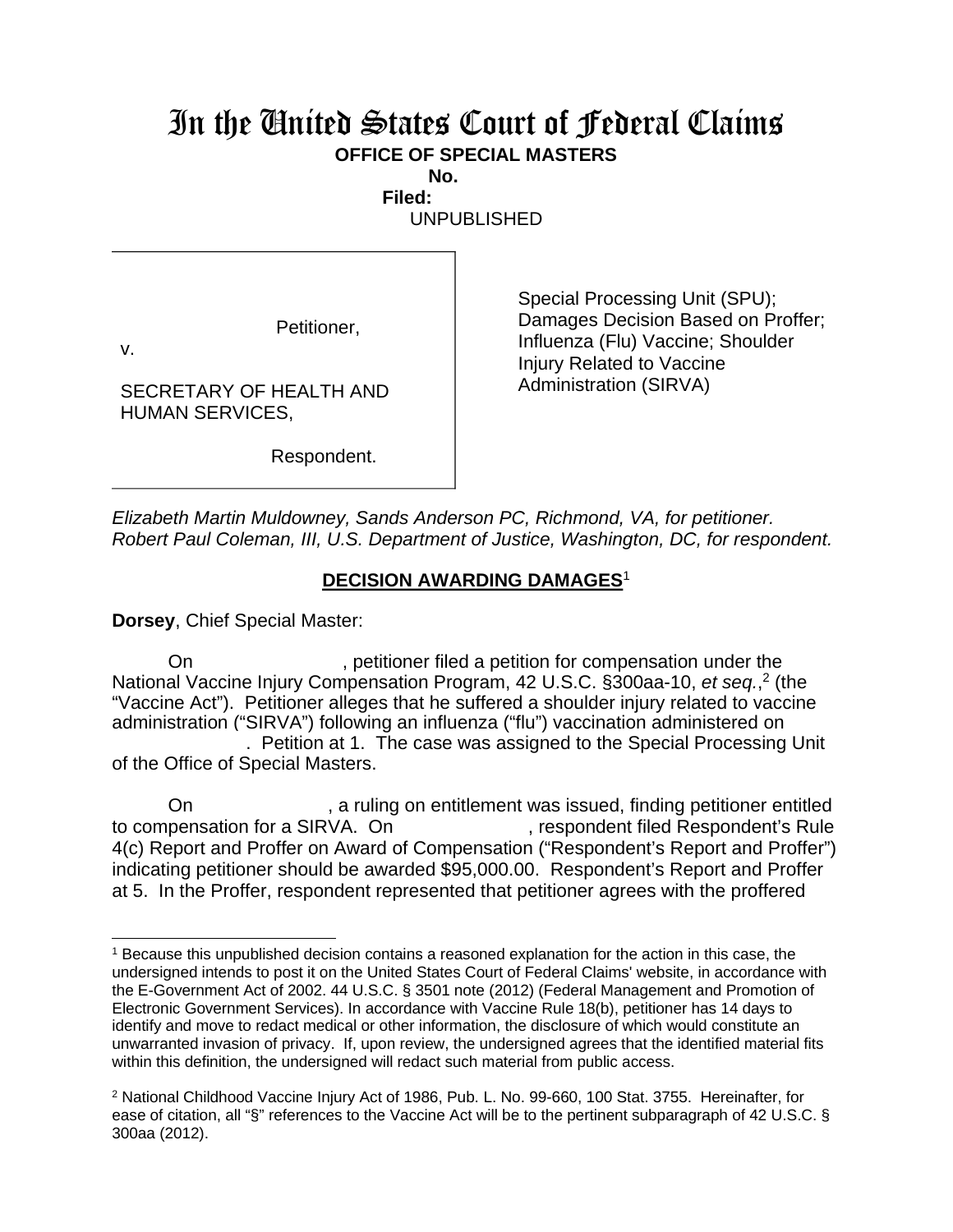# In the United States Court of Federal Claims

**OFFICE OF SPECIAL MASTERS**

**No.**

**Filed:**

UNPUBLISHED

| | |
|---|---|
| Petitioner,<br><br>v.<br><br>SECRETARY OF HEALTH AND HUMAN SERVICES,<br><br>Respondent. | Special Processing Unit (SPU); Damages Decision Based on Proffer; Influenza (Flu) Vaccine; Shoulder Injury Related to Vaccine Administration (SIRVA) |

*Elizabeth Martin Muldowney, Sands Anderson PC, Richmond, VA, for petitioner.*
*Robert Paul Coleman, III, U.S. Department of Justice, Washington, DC, for respondent.*

## DECISION AWARDING DAMAGES[1]

**Dorsey**, Chief Special Master:

On , petitioner filed a petition for compensation under the National Vaccine Injury Compensation Program, 42 U.S.C. §300aa-10, *et seq.*,[2] (the "Vaccine Act"). Petitioner alleges that he suffered a shoulder injury related to vaccine administration ("SIRVA") following an influenza ("flu") vaccination administered on . Petition at 1. The case was assigned to the Special Processing Unit of the Office of Special Masters.

On , a ruling on entitlement was issued, finding petitioner entitled to compensation for a SIRVA. On , respondent filed Respondent's Rule 4(c) Report and Proffer on Award of Compensation ("Respondent's Report and Proffer") indicating petitioner should be awarded $95,000.00. Respondent's Report and Proffer at 5. In the Proffer, respondent represented that petitioner agrees with the proffered

---

[1] Because this unpublished decision contains a reasoned explanation for the action in this case, the undersigned intends to post it on the United States Court of Federal Claims' website, in accordance with the E-Government Act of 2002. 44 U.S.C. § 3501 note (2012) (Federal Management and Promotion of Electronic Government Services). In accordance with Vaccine Rule 18(b), petitioner has 14 days to identify and move to redact medical or other information, the disclosure of which would constitute an unwarranted invasion of privacy. If, upon review, the undersigned agrees that the identified material fits within this definition, the undersigned will redact such material from public access.

[2] National Childhood Vaccine Injury Act of 1986, Pub. L. No. 99-660, 100 Stat. 3755. Hereinafter, for ease of citation, all "§" references to the Vaccine Act will be to the pertinent subparagraph of 42 U.S.C. § 300aa (2012).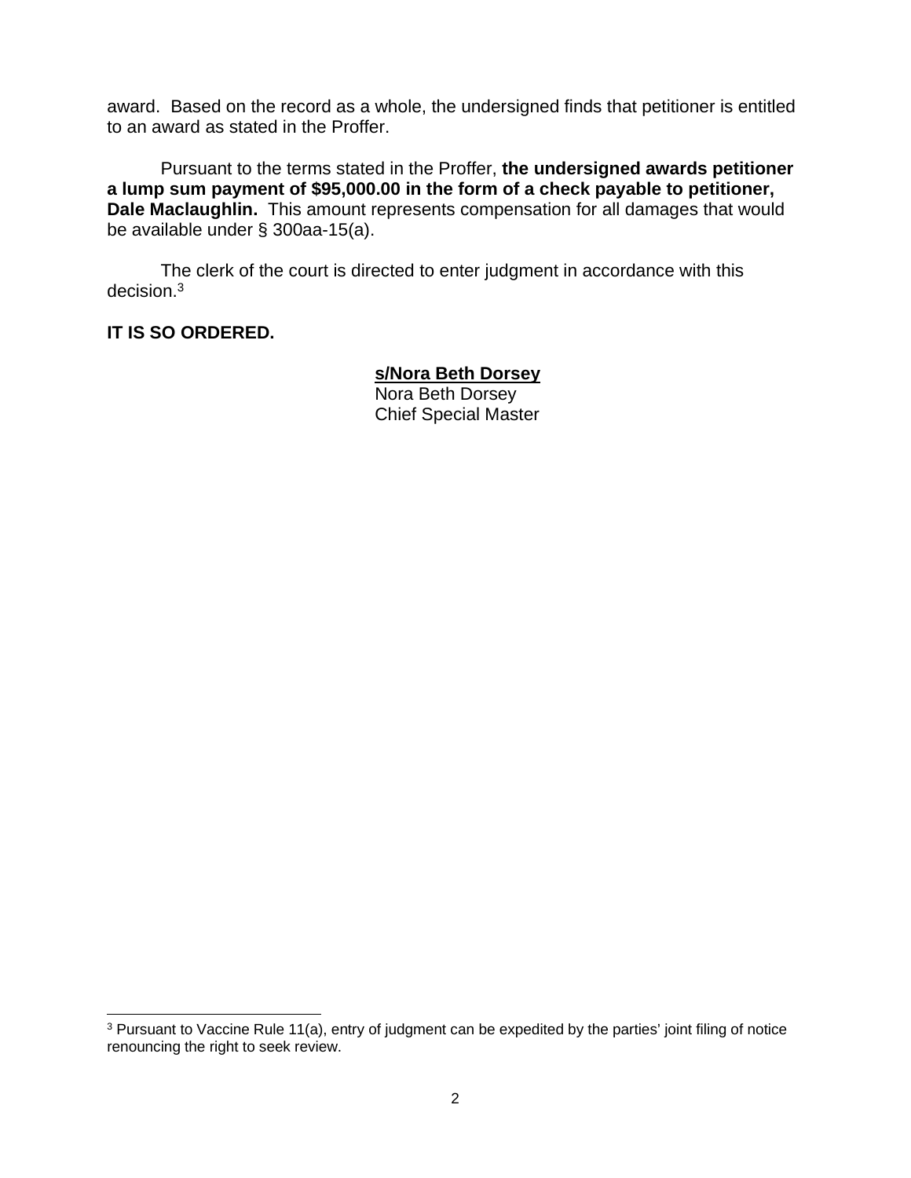award. Based on the record as a whole, the undersigned finds that petitioner is entitled to an award as stated in the Proffer.

Pursuant to the terms stated in the Proffer, **the undersigned awards petitioner a lump sum payment of $95,000.00 in the form of a check payable to petitioner, Dale Maclaughlin.** This amount represents compensation for all damages that would be available under § 300aa-15(a).

The clerk of the court is directed to enter judgment in accordance with this decision.[3]

**IT IS SO ORDERED.**

**s/Nora Beth Dorsey**
Nora Beth Dorsey
Chief Special Master

[3] Pursuant to Vaccine Rule 11(a), entry of judgment can be expedited by the parties' joint filing of notice renouncing the right to seek review.